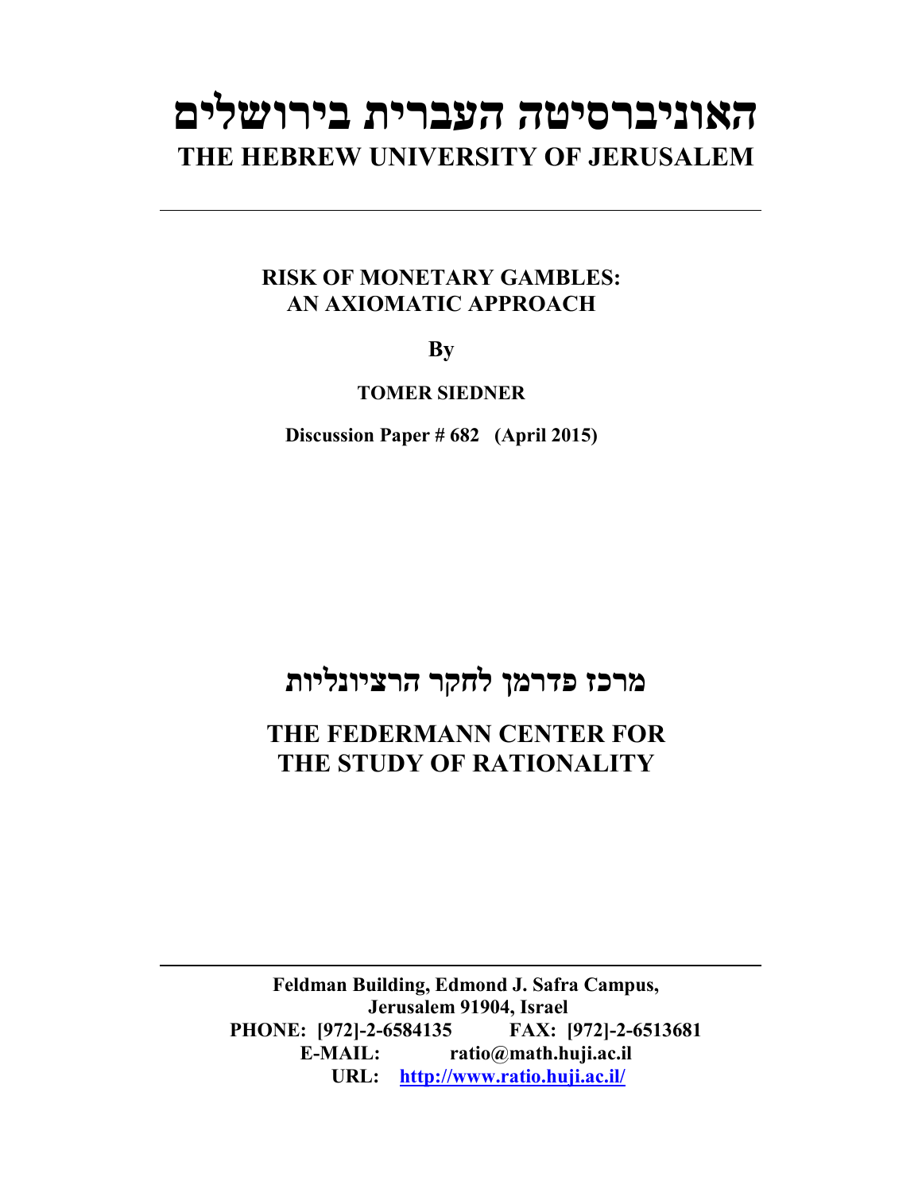# האוניברסיטה העברית בירושלים
# THE HEBREW UNIVERSITY OF JERUSALEM

---

**RISK OF MONETARY GAMBLES:**
**AN AXIOMATIC APPROACH**

**By**

**TOMER SIEDNER**

**Discussion Paper # 682 (April 2015)**

## מרכז פדרמן לחקר הרציונליות

## THE FEDERMANN CENTER FOR THE STUDY OF RATIONALITY

---

**Feldman Building, Edmond J. Safra Campus,**
**Jerusalem 91904, Israel**
**PHONE: [972]-2-6584135 FAX: [972]-2-6513681**
**E-MAIL: ratio@math.huji.ac.il**
**URL: http://www.ratio.huji.ac.il/**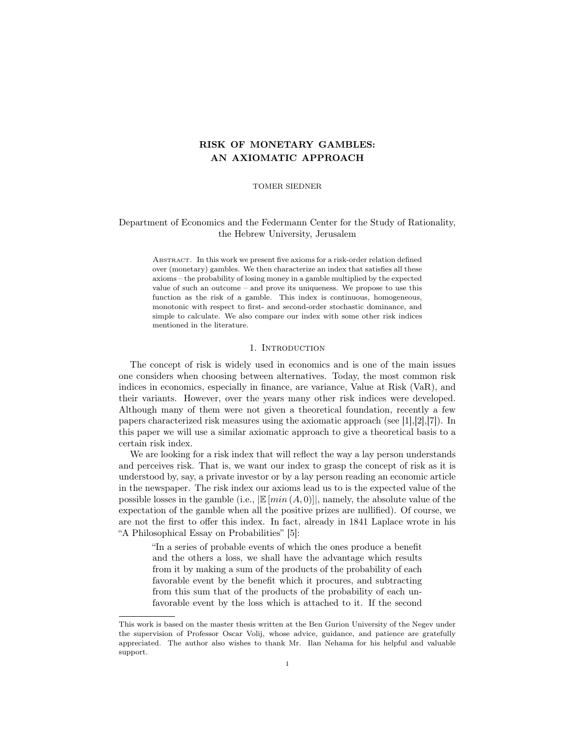# RISK OF MONETARY GAMBLES: AN AXIOMATIC APPROACH

TOMER SIEDNER

Department of Economics and the Federmann Center for the Study of Rationality, the Hebrew University, Jerusalem

Abstract. In this work we present five axioms for a risk-order relation defined over (monetary) gambles. We then characterize an index that satisfies all these axioms – the probability of losing money in a gamble multiplied by the expected value of such an outcome – and prove its uniqueness. We propose to use this function as the risk of a gamble. This index is continuous, homogeneous, monotonic with respect to first- and second-order stochastic dominance, and simple to calculate. We also compare our index with some other risk indices mentioned in the literature.

## 1. Introduction

The concept of risk is widely used in economics and is one of the main issues one considers when choosing between alternatives. Today, the most common risk indices in economics, especially in finance, are variance, Value at Risk (VaR), and their variants. However, over the years many other risk indices were developed. Although many of them were not given a theoretical foundation, recently a few papers characterized risk measures using the axiomatic approach (see [1],[2],[7]). In this paper we will use a similar axiomatic approach to give a theoretical basis to a certain risk index.

We are looking for a risk index that will reflect the way a lay person understands and perceives risk. That is, we want our index to grasp the concept of risk as it is understood by, say, a private investor or by a lay person reading an economic article in the newspaper. The risk index our axioms lead us to is the expected value of the possible losses in the gamble (i.e., $|\mathbb{E}[min(A,0)]|$, namely, the absolute value of the expectation of the gamble when all the positive prizes are nullified). Of course, we are not the first to offer this index. In fact, already in 1841 Laplace wrote in his "A Philosophical Essay on Probabilities" [5]:

> "In a series of probable events of which the ones produce a benefit and the others a loss, we shall have the advantage which results from it by making a sum of the products of the probability of each favorable event by the benefit which it procures, and subtracting from this sum that of the products of the probability of each unfavorable event by the loss which is attached to it. If the second

This work is based on the master thesis written at the Ben Gurion University of the Negev under the supervision of Professor Oscar Volij, whose advice, guidance, and patience are gratefully appreciated. The author also wishes to thank Mr. Ilan Nehama for his helpful and valuable support.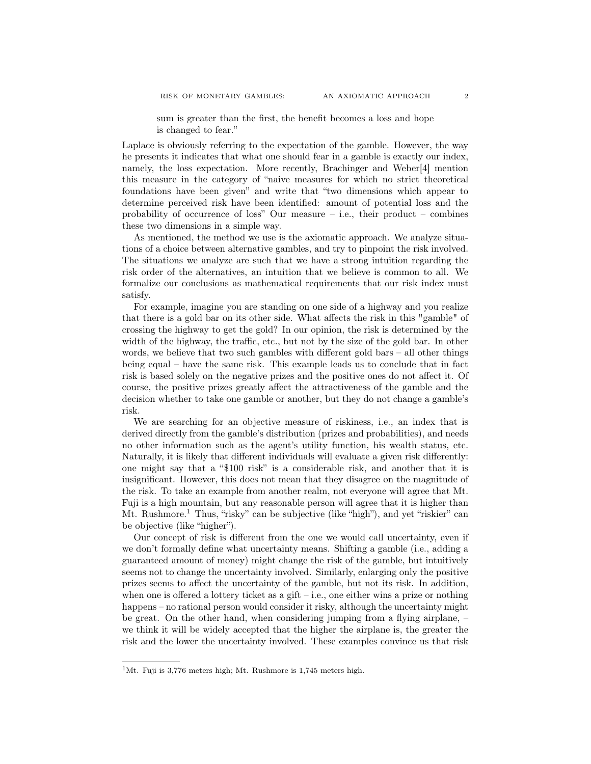sum is greater than the first, the benefit becomes a loss and hope is changed to fear."

Laplace is obviously referring to the expectation of the gamble. However, the way he presents it indicates that what one should fear in a gamble is exactly our index, namely, the loss expectation. More recently, Brachinger and Weber[4] mention this measure in the category of "naive measures for which no strict theoretical foundations have been given" and write that "two dimensions which appear to determine perceived risk have been identified: amount of potential loss and the probability of occurrence of loss" Our measure – i.e., their product – combines these two dimensions in a simple way.

As mentioned, the method we use is the axiomatic approach. We analyze situations of a choice between alternative gambles, and try to pinpoint the risk involved. The situations we analyze are such that we have a strong intuition regarding the risk order of the alternatives, an intuition that we believe is common to all. We formalize our conclusions as mathematical requirements that our risk index must satisfy.

For example, imagine you are standing on one side of a highway and you realize that there is a gold bar on its other side. What affects the risk in this "gamble" of crossing the highway to get the gold? In our opinion, the risk is determined by the width of the highway, the traffic, etc., but not by the size of the gold bar. In other words, we believe that two such gambles with different gold bars – all other things being equal – have the same risk. This example leads us to conclude that in fact risk is based solely on the negative prizes and the positive ones do not affect it. Of course, the positive prizes greatly affect the attractiveness of the gamble and the decision whether to take one gamble or another, but they do not change a gamble's risk.

We are searching for an objective measure of riskiness, i.e., an index that is derived directly from the gamble's distribution (prizes and probabilities), and needs no other information such as the agent's utility function, his wealth status, etc. Naturally, it is likely that different individuals will evaluate a given risk differently: one might say that a "$100 risk" is a considerable risk, and another that it is insignificant. However, this does not mean that they disagree on the magnitude of the risk. To take an example from another realm, not everyone will agree that Mt. Fuji is a high mountain, but any reasonable person will agree that it is higher than Mt. Rushmore.[1] Thus, "risky" can be subjective (like "high"), and yet "riskier" can be objective (like "higher").

Our concept of risk is different from the one we would call uncertainty, even if we don't formally define what uncertainty means. Shifting a gamble (i.e., adding a guaranteed amount of money) might change the risk of the gamble, but intuitively seems not to change the uncertainty involved. Similarly, enlarging only the positive prizes seems to affect the uncertainty of the gamble, but not its risk. In addition, when one is offered a lottery ticket as a gift – i.e., one either wins a prize or nothing happens – no rational person would consider it risky, although the uncertainty might be great. On the other hand, when considering jumping from a flying airplane, – we think it will be widely accepted that the higher the airplane is, the greater the risk and the lower the uncertainty involved. These examples convince us that risk

[1] Mt. Fuji is 3,776 meters high; Mt. Rushmore is 1,745 meters high.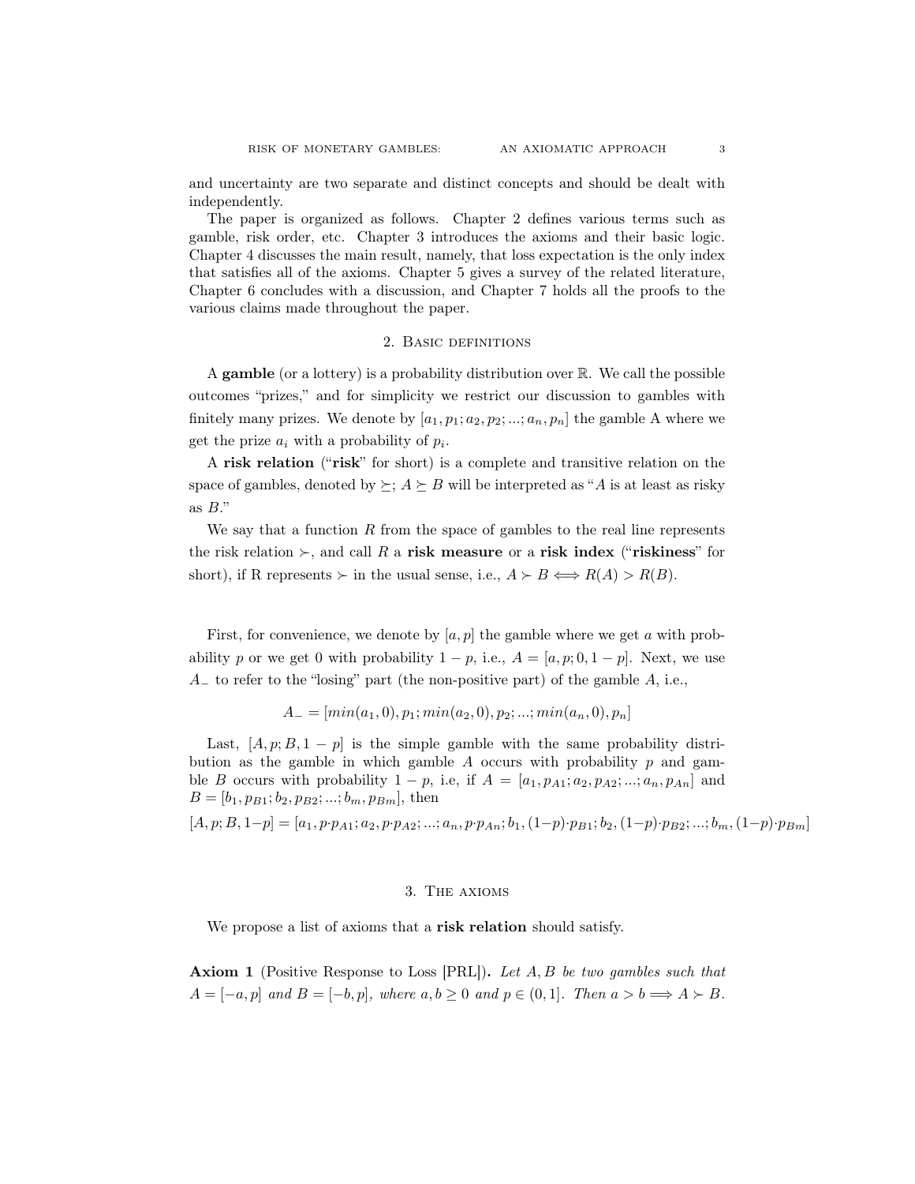and uncertainty are two separate and distinct concepts and should be dealt with independently.

The paper is organized as follows. Chapter 2 defines various terms such as gamble, risk order, etc. Chapter 3 introduces the axioms and their basic logic. Chapter 4 discusses the main result, namely, that loss expectation is the only index that satisfies all of the axioms. Chapter 5 gives a survey of the related literature, Chapter 6 concludes with a discussion, and Chapter 7 holds all the proofs to the various claims made throughout the paper.

## 2. Basic definitions

A **gamble** (or a lottery) is a probability distribution over $\mathbb{R}$. We call the possible outcomes "prizes," and for simplicity we restrict our discussion to gambles with finitely many prizes. We denote by $[a_1, p_1; a_2, p_2; ...; a_n, p_n]$ the gamble A where we get the prize $a_i$ with a probability of $p_i$.

A **risk relation** ("**risk**" for short) is a complete and transitive relation on the space of gambles, denoted by $\succeq$; $A \succeq B$ will be interpreted as "$A$ is at least as risky as $B$."

We say that a function $R$ from the space of gambles to the real line represents the risk relation $\succ$, and call $R$ a **risk measure** or a **risk index** ("**riskiness**" for short), if R represents $\succ$ in the usual sense, i.e., $A \succ B \iff R(A) > R(B)$.

First, for convenience, we denote by $[a, p]$ the gamble where we get $a$ with probability $p$ or we get 0 with probability $1 - p$, i.e., $A = [a, p; 0, 1 - p]$. Next, we use $A_-$ to refer to the "losing" part (the non-positive part) of the gamble $A$, i.e.,

$$A_- = [min(a_1, 0), p_1; min(a_2, 0), p_2; ...; min(a_n, 0), p_n]$$

Last, $[A, p; B, 1 - p]$ is the simple gamble with the same probability distribution as the gamble in which gamble $A$ occurs with probability $p$ and gamble $B$ occurs with probability $1 - p$, i.e, if $A = [a_1, p_{A1}; a_2, p_{A2}; ...; a_n, p_{An}]$ and $B = [b_1, p_{B1}; b_2, p_{B2}; ...; b_m, p_{Bm}]$, then

$$[A, p; B, 1-p] = [a_1, p{\cdot}p_{A1}; a_2, p{\cdot}p_{A2}; ...; a_n, p{\cdot}p_{An}; b_1, (1-p){\cdot}p_{B1}; b_2, (1-p){\cdot}p_{B2}; ...; b_m, (1-p){\cdot}p_{Bm}]$$

## 3. The axioms

We propose a list of axioms that a **risk relation** should satisfy.

**Axiom 1** (Positive Response to Loss [PRL])**.** *Let $A, B$ be two gambles such that $A = [-a, p]$ and $B = [-b, p]$, where $a, b \geq 0$ and $p \in (0, 1]$. Then $a > b \Longrightarrow A \succ B$.*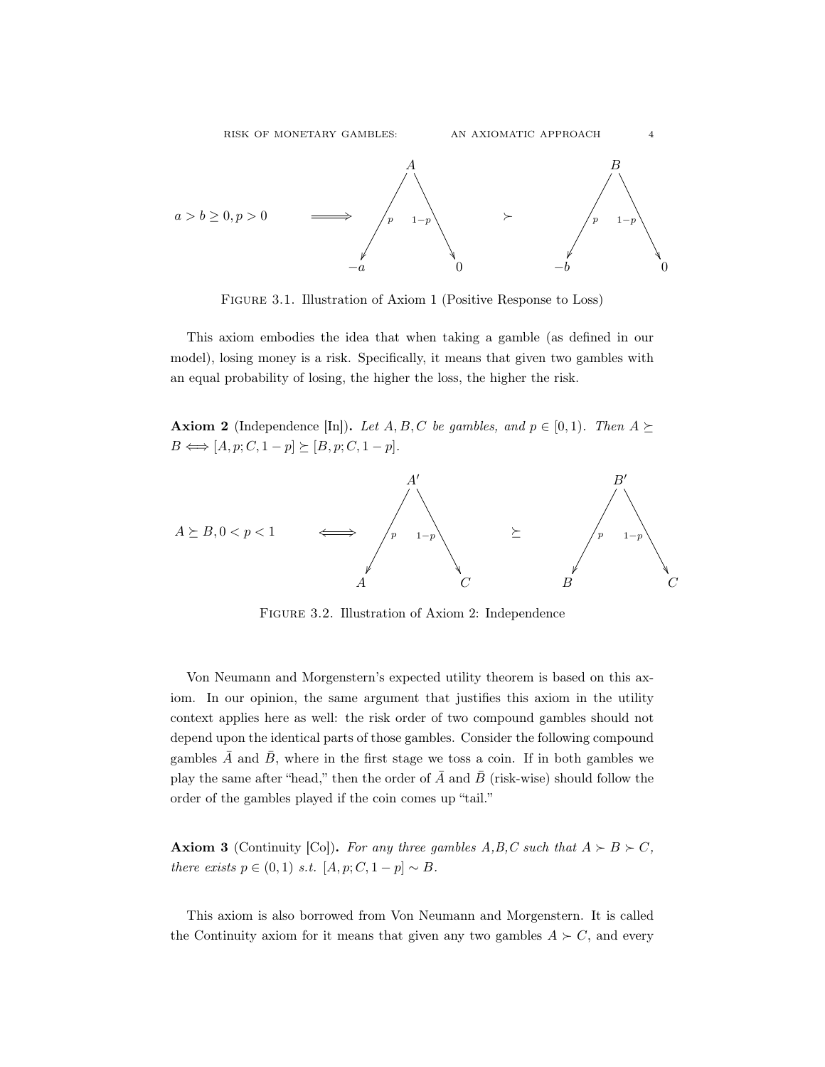$a > b \geq 0, p > 0 \implies$ [tree A: $p \to -a$, $1-p \to 0$] $\succ$ [tree B: $p \to -b$, $1-p \to 0$]

FIGURE 3.1. Illustration of Axiom 1 (Positive Response to Loss)

This axiom embodies the idea that when taking a gamble (as defined in our model), losing money is a risk. Specifically, it means that given two gambles with an equal probability of losing, the higher the loss, the higher the risk.

**Axiom 2** (Independence [In])**.** *Let $A, B, C$ be gambles, and $p \in [0, 1)$. Then $A \succeq B \iff [A, p; C, 1-p] \succeq [B, p; C, 1-p]$.*

$A \succeq B, 0 < p < 1 \iff$ [tree $A'$: $p \to A$, $1-p \to C$] $\succeq$ [tree $B'$: $p \to B$, $1-p \to C$]

FIGURE 3.2. Illustration of Axiom 2: Independence

Von Neumann and Morgenstern's expected utility theorem is based on this axiom. In our opinion, the same argument that justifies this axiom in the utility context applies here as well: the risk order of two compound gambles should not depend upon the identical parts of those gambles. Consider the following compound gambles $\bar{A}$ and $\bar{B}$, where in the first stage we toss a coin. If in both gambles we play the same after "head," then the order of $\bar{A}$ and $\bar{B}$ (risk-wise) should follow the order of the gambles played if the coin comes up "tail."

**Axiom 3** (Continuity [Co])**.** *For any three gambles A,B,C such that $A \succ B \succ C$, there exists $p \in (0, 1)$ s.t. $[A, p; C, 1-p] \sim B$.*

This axiom is also borrowed from Von Neumann and Morgenstern. It is called the Continuity axiom for it means that given any two gambles $A \succ C$, and every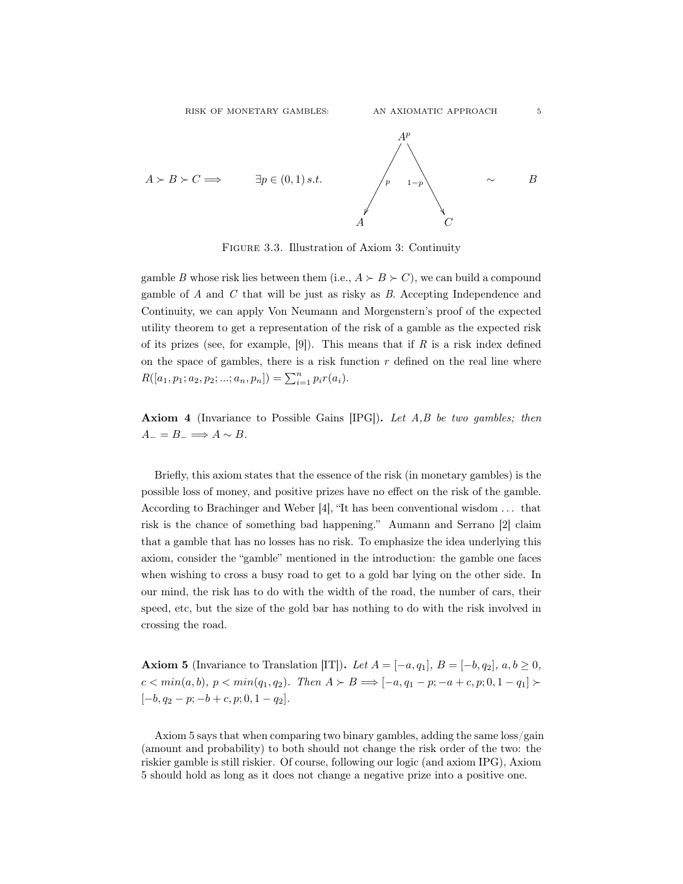$$A \succ B \succ C \Longrightarrow \quad \exists p \in (0,1)\, s.t. \quad A^p \;(A \text{ with prob. } p,\; C \text{ with prob. } 1-p) \sim B$$

FIGURE 3.3. Illustration of Axiom 3: Continuity

gamble $B$ whose risk lies between them (i.e., $A \succ B \succ C$), we can build a compound gamble of $A$ and $C$ that will be just as risky as $B$. Accepting Independence and Continuity, we can apply Von Neumann and Morgenstern's proof of the expected utility theorem to get a representation of the risk of a gamble as the expected risk of its prizes (see, for example, [9]). This means that if $R$ is a risk index defined on the space of gambles, there is a risk function $r$ defined on the real line where $R([a_1, p_1; a_2, p_2; ...; a_n, p_n]) = \sum_{i=1}^{n} p_i r(a_i)$.

**Axiom 4** (Invariance to Possible Gains [IPG])**.** *Let A,B be two gambles; then* $A_- = B_- \Longrightarrow A \sim B$.

Briefly, this axiom states that the essence of the risk (in monetary gambles) is the possible loss of money, and positive prizes have no effect on the risk of the gamble. According to Brachinger and Weber [4], "It has been conventional wisdom ... that risk is the chance of something bad happening." Aumann and Serrano [2] claim that a gamble that has no losses has no risk. To emphasize the idea underlying this axiom, consider the "gamble" mentioned in the introduction: the gamble one faces when wishing to cross a busy road to get to a gold bar lying on the other side. In our mind, the risk has to do with the width of the road, the number of cars, their speed, etc, but the size of the gold bar has nothing to do with the risk involved in crossing the road.

**Axiom 5** (Invariance to Translation [IT])**.** *Let* $A = [-a, q_1]$, $B = [-b, q_2]$, $a, b \geq 0$, $c < min(a, b)$, $p < min(q_1, q_2)$. *Then* $A \succ B \Longrightarrow [-a, q_1 - p; -a + c, p; 0, 1 - q_1] \succ [-b, q_2 - p; -b + c, p; 0, 1 - q_2]$.

Axiom 5 says that when comparing two binary gambles, adding the same loss/gain (amount and probability) to both should not change the risk order of the two: the riskier gamble is still riskier. Of course, following our logic (and axiom IPG), Axiom 5 should hold as long as it does not change a negative prize into a positive one.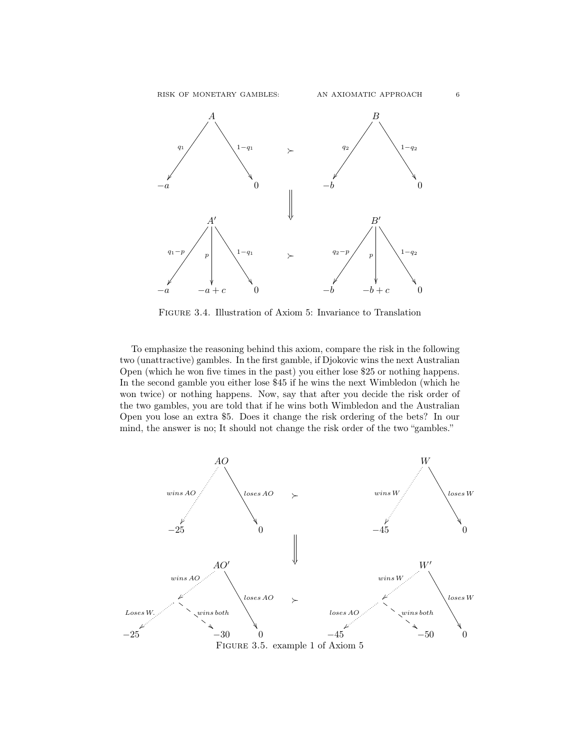FIGURE 3.4. Illustration of Axiom 5: Invariance to Translation

To emphasize the reasoning behind this axiom, compare the risk in the following two (unattractive) gambles. In the first gamble, if Djokovic wins the next Australian Open (which he won five times in the past) you either lose \$25 or nothing happens. In the second gamble you either lose \$45 if he wins the next Wimbledon (which he won twice) or nothing happens. Now, say that after you decide the risk order of the two gambles, you are told that if he wins both Wimbledon and the Australian Open you lose an extra \$5. Does it change the risk ordering of the bets? In our mind, the answer is no; It should not change the risk order of the two "gambles."

FIGURE 3.5. example 1 of Axiom 5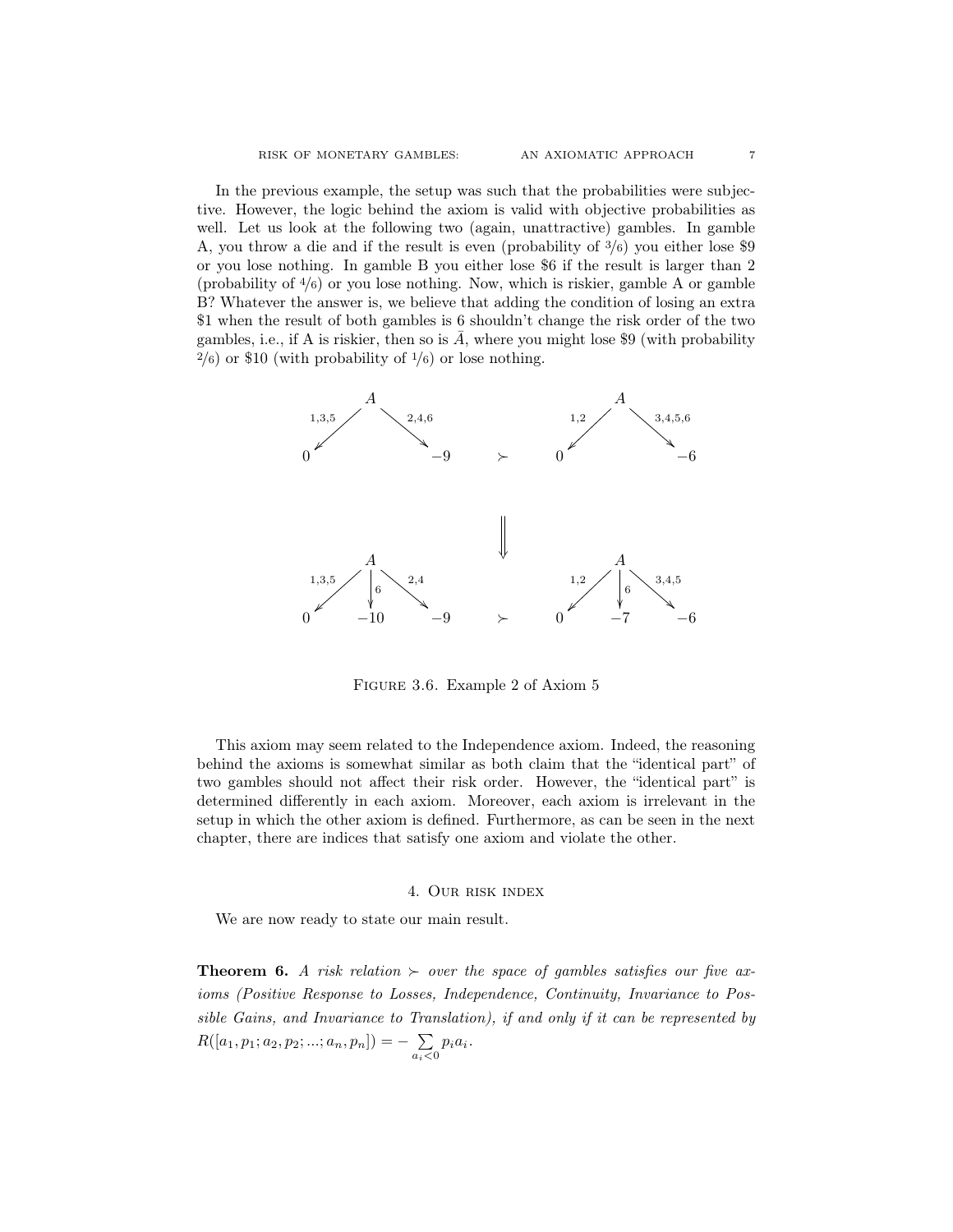In the previous example, the setup was such that the probabilities were subjective. However, the logic behind the axiom is valid with objective probabilities as well. Let us look at the following two (again, unattractive) gambles. In gamble A, you throw a die and if the result is even (probability of $3/6$) you either lose \$9 or you lose nothing. In gamble B you either lose \$6 if the result is larger than 2 (probability of $4/6$) or you lose nothing. Now, which is riskier, gamble A or gamble B? Whatever the answer is, we believe that adding the condition of losing an extra \$1 when the result of both gambles is 6 shouldn't change the risk order of the two gambles, i.e., if A is riskier, then so is $\bar{A}$, where you might lose \$9 (with probability $2/6$) or \$10 (with probability of $1/6$) or lose nothing.

FIGURE 3.6. Example 2 of Axiom 5

This axiom may seem related to the Independence axiom. Indeed, the reasoning behind the axioms is somewhat similar as both claim that the "identical part" of two gambles should not affect their risk order. However, the "identical part" is determined differently in each axiom. Moreover, each axiom is irrelevant in the setup in which the other axiom is defined. Furthermore, as can be seen in the next chapter, there are indices that satisfy one axiom and violate the other.

## 4. Our risk index

We are now ready to state our main result.

**Theorem 6.** *A risk relation $\succ$ over the space of gambles satisfies our five axioms (Positive Response to Losses, Independence, Continuity, Invariance to Possible Gains, and Invariance to Translation), if and only if it can be represented by* $R([a_1, p_1; a_2, p_2; ...; a_n, p_n]) = -\sum_{a_i<0} p_i a_i$.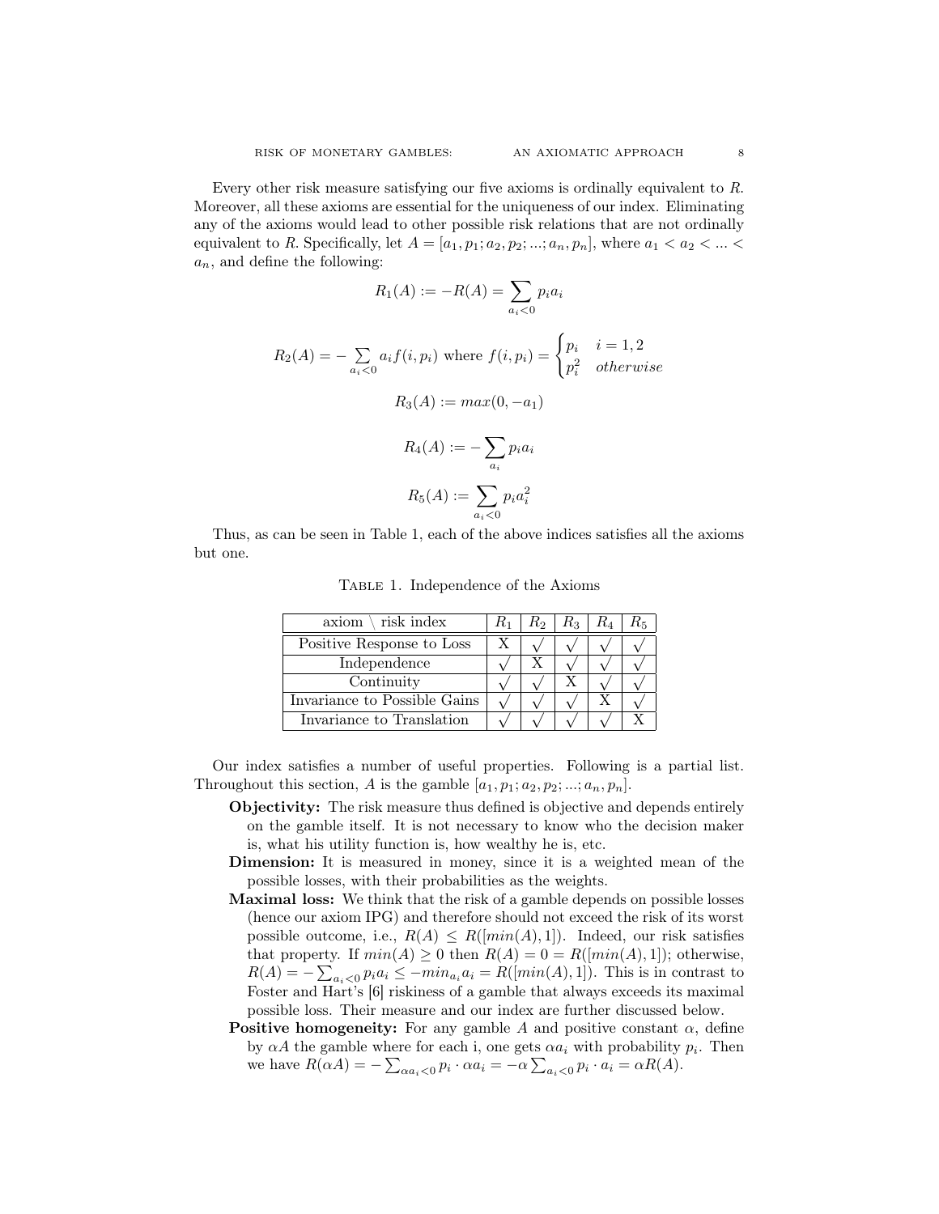Every other risk measure satisfying our five axioms is ordinally equivalent to $R$. Moreover, all these axioms are essential for the uniqueness of our index. Eliminating any of the axioms would lead to other possible risk relations that are not ordinally equivalent to $R$. Specifically, let $A = [a_1, p_1; a_2, p_2; ...; a_n, p_n]$, where $a_1 < a_2 < ... < a_n$, and define the following:

$$R_1(A) := -R(A) = \sum_{a_i<0} p_i a_i$$

$$R_2(A) = -\sum_{a_i<0} a_i f(i, p_i) \text{ where } f(i, p_i) = \begin{cases} p_i & i = 1, 2 \\ p_i^2 & otherwise \end{cases}$$

$$R_3(A) := max(0, -a_1)$$

$$R_4(A) := -\sum_{a_i} p_i a_i$$

$$R_5(A) := \sum_{a_i<0} p_i a_i^2$$

Thus, as can be seen in Table 1, each of the above indices satisfies all the axioms but one.

Table 1. Independence of the Axioms

| axiom \ risk index | $R_1$ | $R_2$ | $R_3$ | $R_4$ | $R_5$ |
|---|---|---|---|---|---|
| Positive Response to Loss | X | √ | √ | √ | √ |
| Independence | √ | X | √ | √ | √ |
| Continuity | √ | √ | X | √ | √ |
| Invariance to Possible Gains | √ | √ | √ | X | √ |
| Invariance to Translation | √ | √ | √ | √ | X |

Our index satisfies a number of useful properties. Following is a partial list. Throughout this section, $A$ is the gamble $[a_1, p_1; a_2, p_2; ...; a_n, p_n]$.

- **Objectivity:** The risk measure thus defined is objective and depends entirely on the gamble itself. It is not necessary to know who the decision maker is, what his utility function is, how wealthy he is, etc.
- **Dimension:** It is measured in money, since it is a weighted mean of the possible losses, with their probabilities as the weights.
- **Maximal loss:** We think that the risk of a gamble depends on possible losses (hence our axiom IPG) and therefore should not exceed the risk of its worst possible outcome, i.e., $R(A) \leq R([min(A), 1])$. Indeed, our risk satisfies that property. If $min(A) \geq 0$ then $R(A) = 0 = R([min(A), 1])$; otherwise, $R(A) = -\sum_{a_i<0} p_i a_i \leq -min_{a_i} a_i = R([min(A), 1])$. This is in contrast to Foster and Hart's [6] riskiness of a gamble that always exceeds its maximal possible loss. Their measure and our index are further discussed below.
- **Positive homogeneity:** For any gamble $A$ and positive constant $\alpha$, define by $\alpha A$ the gamble where for each i, one gets $\alpha a_i$ with probability $p_i$. Then we have $R(\alpha A) = -\sum_{\alpha a_i<0} p_i \cdot \alpha a_i = -\alpha \sum_{a_i<0} p_i \cdot a_i = \alpha R(A)$.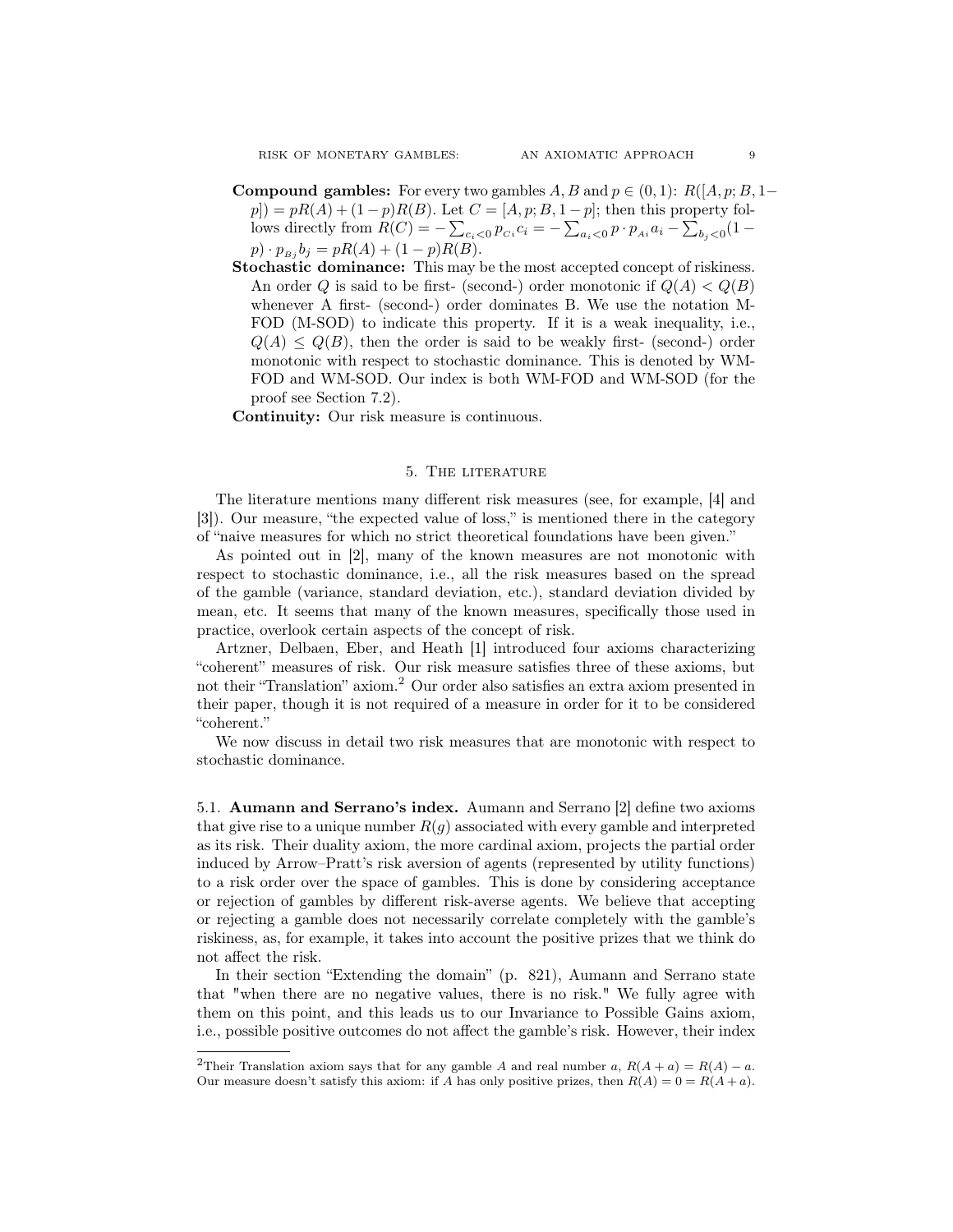**Compound gambles:** For every two gambles $A, B$ and $p \in (0,1)$: $R([A, p; B, 1-p]) = pR(A) + (1-p)R(B)$. Let $C = [A, p; B, 1-p]$; then this property follows directly from $R(C) = -\sum_{c_i<0} p_{C_i} c_i = -\sum_{a_i<0} p \cdot p_{A_i} a_i - \sum_{b_j<0} (1-p) \cdot p_{B_j} b_j = pR(A) + (1-p)R(B)$.

**Stochastic dominance:** This may be the most accepted concept of riskiness. An order $Q$ is said to be first- (second-) order monotonic if $Q(A) < Q(B)$ whenever A first- (second-) order dominates B. We use the notation M-FOD (M-SOD) to indicate this property. If it is a weak inequality, i.e., $Q(A) \leq Q(B)$, then the order is said to be weakly first- (second-) order monotonic with respect to stochastic dominance. This is denoted by WM-FOD and WM-SOD. Our index is both WM-FOD and WM-SOD (for the proof see Section 7.2).

**Continuity:** Our risk measure is continuous.

## 5. The literature

The literature mentions many different risk measures (see, for example, [4] and [3]). Our measure, "the expected value of loss," is mentioned there in the category of "naive measures for which no strict theoretical foundations have been given."

As pointed out in [2], many of the known measures are not monotonic with respect to stochastic dominance, i.e., all the risk measures based on the spread of the gamble (variance, standard deviation, etc.), standard deviation divided by mean, etc. It seems that many of the known measures, specifically those used in practice, overlook certain aspects of the concept of risk.

Artzner, Delbaen, Eber, and Heath [1] introduced four axioms characterizing "coherent" measures of risk. Our risk measure satisfies three of these axioms, but not their "Translation" axiom.[2] Our order also satisfies an extra axiom presented in their paper, though it is not required of a measure in order for it to be considered "coherent."

We now discuss in detail two risk measures that are monotonic with respect to stochastic dominance.

### 5.1. Aumann and Serrano's index.

Aumann and Serrano [2] define two axioms that give rise to a unique number $R(g)$ associated with every gamble and interpreted as its risk. Their duality axiom, the more cardinal axiom, projects the partial order induced by Arrow–Pratt's risk aversion of agents (represented by utility functions) to a risk order over the space of gambles. This is done by considering acceptance or rejection of gambles by different risk-averse agents. We believe that accepting or rejecting a gamble does not necessarily correlate completely with the gamble's riskiness, as, for example, it takes into account the positive prizes that we think do not affect the risk.

In their section "Extending the domain" (p. 821), Aumann and Serrano state that "when there are no negative values, there is no risk." We fully agree with them on this point, and this leads us to our Invariance to Possible Gains axiom, i.e., possible positive outcomes do not affect the gamble's risk. However, their index

---

[2] Their Translation axiom says that for any gamble $A$ and real number $a$, $R(A + a) = R(A) - a$. Our measure doesn't satisfy this axiom: if $A$ has only positive prizes, then $R(A) = 0 = R(A + a)$.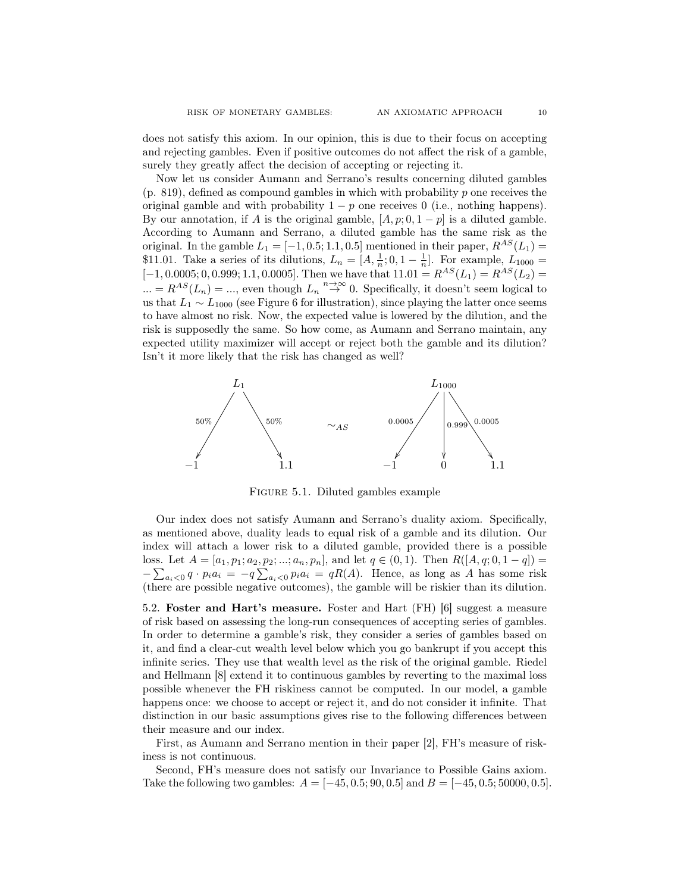does not satisfy this axiom. In our opinion, this is due to their focus on accepting and rejecting gambles. Even if positive outcomes do not affect the risk of a gamble, surely they greatly affect the decision of accepting or rejecting it.

Now let us consider Aumann and Serrano's results concerning diluted gambles (p. 819), defined as compound gambles in which with probability $p$ one receives the original gamble and with probability $1-p$ one receives 0 (i.e., nothing happens). By our annotation, if $A$ is the original gamble, $[A, p; 0, 1-p]$ is a diluted gamble. According to Aumann and Serrano, a diluted gamble has the same risk as the original. In the gamble $L_1 = [-1, 0.5; 1.1, 0.5]$ mentioned in their paper, $R^{AS}(L_1) =$ \$11.01. Take a series of its dilutions, $L_n = [A, \frac{1}{n}; 0, 1-\frac{1}{n}]$. For example, $L_{1000} = [-1, 0.0005; 0, 0.999; 1.1, 0.0005]$. Then we have that $11.01 = R^{AS}(L_1) = R^{AS}(L_2) = ... = R^{AS}(L_n) = ...$, even though $L_n \overset{n\to\infty}{\to} 0$. Specifically, it doesn't seem logical to us that $L_1 \sim L_{1000}$ (see Figure 6 for illustration), since playing the latter once seems to have almost no risk. Now, the expected value is lowered by the dilution, and the risk is supposedly the same. So how come, as Aumann and Serrano maintain, any expected utility maximizer will accept or reject both the gamble and its dilution? Isn't it more likely that the risk has changed as well?

Figure 5.1. Diluted gambles example

Our index does not satisfy Aumann and Serrano's duality axiom. Specifically, as mentioned above, duality leads to equal risk of a gamble and its dilution. Our index will attach a lower risk to a diluted gamble, provided there is a possible loss. Let $A = [a_1, p_1; a_2, p_2; ...; a_n, p_n]$, and let $q \in (0,1)$. Then $R([A, q; 0, 1-q]) = -\sum_{a_i<0} q \cdot p_i a_i = -q \sum_{a_i<0} p_i a_i = qR(A)$. Hence, as long as $A$ has some risk (there are possible negative outcomes), the gamble will be riskier than its dilution.

5.2. **Foster and Hart's measure.** Foster and Hart (FH) [6] suggest a measure of risk based on assessing the long-run consequences of accepting series of gambles. In order to determine a gamble's risk, they consider a series of gambles based on it, and find a clear-cut wealth level below which you go bankrupt if you accept this infinite series. They use that wealth level as the risk of the original gamble. Riedel and Hellmann [8] extend it to continuous gambles by reverting to the maximal loss possible whenever the FH riskiness cannot be computed. In our model, a gamble happens once: we choose to accept or reject it, and do not consider it infinite. That distinction in our basic assumptions gives rise to the following differences between their measure and our index.

First, as Aumann and Serrano mention in their paper [2], FH's measure of riskiness is not continuous.

Second, FH's measure does not satisfy our Invariance to Possible Gains axiom. Take the following two gambles: $A = [-45, 0.5; 90, 0.5]$ and $B = [-45, 0.5; 50000, 0.5]$.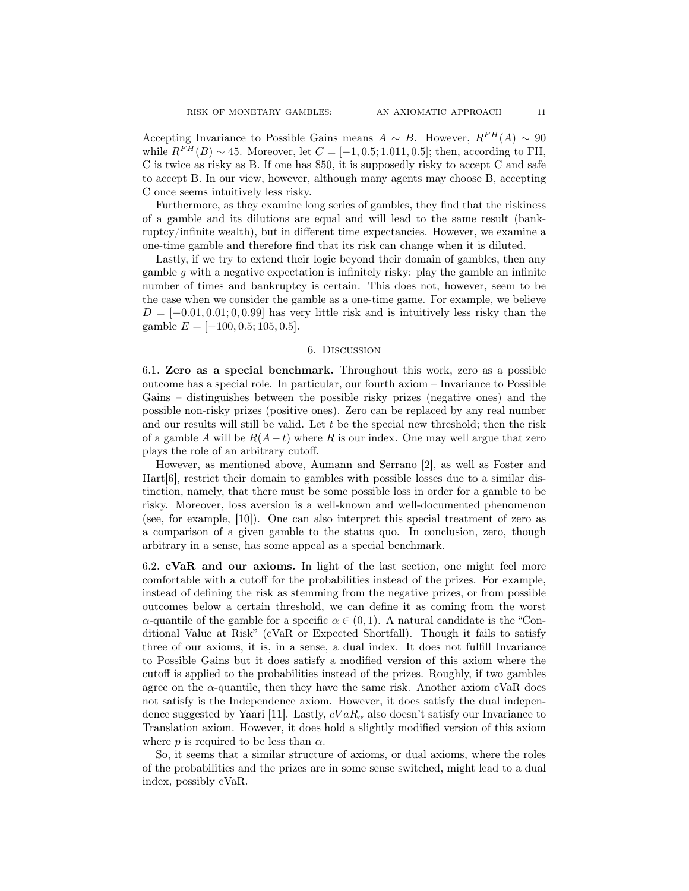Accepting Invariance to Possible Gains means $A \sim B$. However, $R^{FH}(A) \sim 90$ while $R^{FH}(B) \sim 45$. Moreover, let $C = [-1, 0.5; 1.011, 0.5]$; then, according to FH, C is twice as risky as B. If one has \$50, it is supposedly risky to accept C and safe to accept B. In our view, however, although many agents may choose B, accepting C once seems intuitively less risky.

Furthermore, as they examine long series of gambles, they find that the riskiness of a gamble and its dilutions are equal and will lead to the same result (bankruptcy/infinite wealth), but in different time expectancies. However, we examine a one-time gamble and therefore find that its risk can change when it is diluted.

Lastly, if we try to extend their logic beyond their domain of gambles, then any gamble $g$ with a negative expectation is infinitely risky: play the gamble an infinite number of times and bankruptcy is certain. This does not, however, seem to be the case when we consider the gamble as a one-time game. For example, we believe $D = [-0.01, 0.01; 0, 0.99]$ has very little risk and is intuitively less risky than the gamble $E = [-100, 0.5; 105, 0.5]$.

## 6. Discussion

6.1. **Zero as a special benchmark.** Throughout this work, zero as a possible outcome has a special role. In particular, our fourth axiom – Invariance to Possible Gains – distinguishes between the possible risky prizes (negative ones) and the possible non-risky prizes (positive ones). Zero can be replaced by any real number and our results will still be valid. Let $t$ be the special new threshold; then the risk of a gamble $A$ will be $R(A - t)$ where $R$ is our index. One may well argue that zero plays the role of an arbitrary cutoff.

However, as mentioned above, Aumann and Serrano [2], as well as Foster and Hart[6], restrict their domain to gambles with possible losses due to a similar distinction, namely, that there must be some possible loss in order for a gamble to be risky. Moreover, loss aversion is a well-known and well-documented phenomenon (see, for example, [10]). One can also interpret this special treatment of zero as a comparison of a given gamble to the status quo. In conclusion, zero, though arbitrary in a sense, has some appeal as a special benchmark.

6.2. **cVaR and our axioms.** In light of the last section, one might feel more comfortable with a cutoff for the probabilities instead of the prizes. For example, instead of defining the risk as stemming from the negative prizes, or from possible outcomes below a certain threshold, we can define it as coming from the worst $\alpha$-quantile of the gamble for a specific $\alpha \in (0, 1)$. A natural candidate is the "Conditional Value at Risk" (cVaR or Expected Shortfall). Though it fails to satisfy three of our axioms, it is, in a sense, a dual index. It does not fulfill Invariance to Possible Gains but it does satisfy a modified version of this axiom where the cutoff is applied to the probabilities instead of the prizes. Roughly, if two gambles agree on the $\alpha$-quantile, then they have the same risk. Another axiom cVaR does not satisfy is the Independence axiom. However, it does satisfy the dual independence suggested by Yaari [11]. Lastly, $cVaR_\alpha$ also doesn't satisfy our Invariance to Translation axiom. However, it does hold a slightly modified version of this axiom where $p$ is required to be less than $\alpha$.

So, it seems that a similar structure of axioms, or dual axioms, where the roles of the probabilities and the prizes are in some sense switched, might lead to a dual index, possibly cVaR.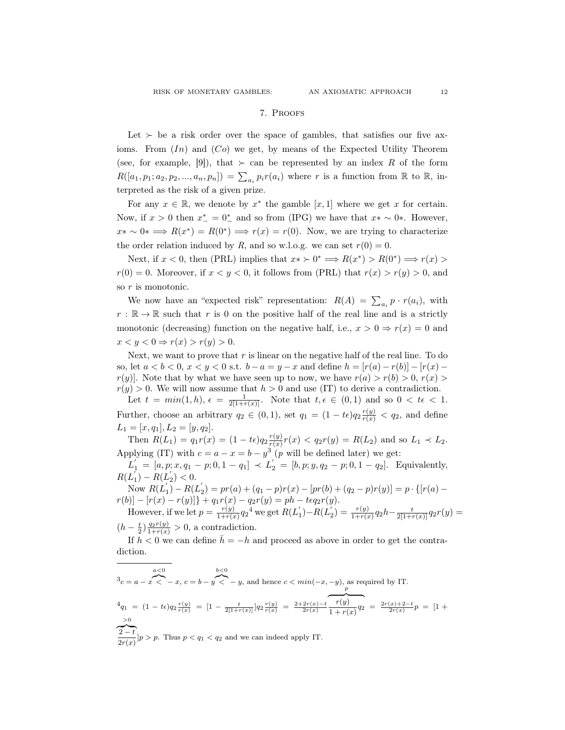## 7. Proofs

Let $\succ$ be a risk order over the space of gambles, that satisfies our five axioms. From $(In)$ and $(Co)$ we get, by means of the Expected Utility Theorem (see, for example, [9]), that $\succ$ can be represented by an index $R$ of the form $R([a_1, p_1; a_2, p_2, ..., a_n, p_n]) = \sum_{a_i} p_i r(a_i)$ where $r$ is a function from $\mathbb{R}$ to $\mathbb{R}$, interpreted as the risk of a given prize.

For any $x \in \mathbb{R}$, we denote by $x^*$ the gamble $[x, 1]$ where we get $x$ for certain. Now, if $x > 0$ then $x^*_- = 0^*_-$ and so from (IPG) we have that $x* \sim 0*$. However, $x* \sim 0* \implies R(x^*) = R(0^*) \implies r(x) = r(0)$. Now, we are trying to characterize the order relation induced by $R$, and so w.l.o.g. we can set $r(0) = 0$.

Next, if $x < 0$, then (PRL) implies that $x* \succ 0^* \implies R(x^*) > R(0^*) \implies r(x) > r(0) = 0$. Moreover, if $x < y < 0$, it follows from (PRL) that $r(x) > r(y) > 0$, and so $r$ is monotonic.

We now have an "expected risk" representation: $R(A) = \sum_{a_i} p \cdot r(a_i)$, with $r : \mathbb{R} \to \mathbb{R}$ such that $r$ is 0 on the positive half of the real line and is a strictly monotonic (decreasing) function on the negative half, i.e., $x > 0 \Rightarrow r(x) = 0$ and $x < y < 0 \Rightarrow r(x) > r(y) > 0$.

Next, we want to prove that $r$ is linear on the negative half of the real line. To do so, let $a < b < 0$, $x < y < 0$ s.t. $b - a = y - x$ and define $h = [r(a) - r(b)] - [r(x) - r(y)]$. Note that by what we have seen up to now, we have $r(a) > r(b) > 0$, $r(x) > r(y) > 0$. We will now assume that $h > 0$ and use (IT) to derive a contradiction.

Let $t = min(1, h)$, $\epsilon = \frac{1}{2[1+r(x)]}$. Note that $t, \epsilon \in (0, 1)$ and so $0 < t\epsilon < 1$. Further, choose an arbitrary $q_2 \in (0, 1)$, set $q_1 = (1 - t\epsilon) q_2 \frac{r(y)}{r(x)} < q_2$, and define $L_1 = [x, q_1], L_2 = [y, q_2]$.

Then $R(L_1) = q_1 r(x) = (1 - t\epsilon) q_2 \frac{r(y)}{r(x)} r(x) < q_2 r(y) = R(L_2)$ and so $L_1 \prec L_2$. Applying (IT) with $c = a - x = b - y$[3] ($p$ will be defined later) we get:

$L_1^{'} = [a, p; x, q_1 - p; 0, 1 - q_1] \prec L_2^{'} = [b, p; y, q_2 - p; 0, 1 - q_2]$. Equivalently, $R(L_1^{'}) - R(L_2^{'}) < 0$.

Now $R(L_1^{'}) - R(L_2^{'}) = pr(a) + (q_1 - p) r(x) - [pr(b) + (q_2 - p) r(y)] = p \cdot \{[r(a) - r(b)] - [r(x) - r(y)]\} + q_1 r(x) - q_2 r(y) = ph - t\epsilon q_2 r(y)$.

However, if we let $p = \frac{r(y)}{1+r(x)} q_2$[4] we get $R(L_1^{'}) - R(L_2^{'}) = \frac{r(y)}{1+r(x)} q_2 h - \frac{t}{2[1+r(x)]} q_2 r(y) = (h - \frac{t}{2}) \frac{q_2 r(y)}{1+r(x)} > 0$, a contradiction.

If $h < 0$ we can define $\bar{h} = -h$ and proceed as above in order to get the contradiction.

---

[3] $c = a - x \overbrace{<}^{a<0} - x$, $c = b - y \overbrace{<}^{b<0} - y$, and hence $c < min(-x, -y)$, as required by IT.

[4] $q_1 = (1 - t\epsilon) q_2 \frac{r(y)}{r(x)} = [1 - \frac{t}{2[1+r(x)]}] q_2 \frac{r(y)}{r(x)} = \frac{2+2r(x)-t}{2r(x)} \overbrace{\frac{r(y)}{1+r(x)} q_2}^{p} = \frac{2r(x)+2-t}{2r(x)} p = [1 + \overbrace{\frac{2-t}{2r(x)}}^{>0}] p > p$. Thus $p < q_1 < q_2$ and we can indeed apply IT.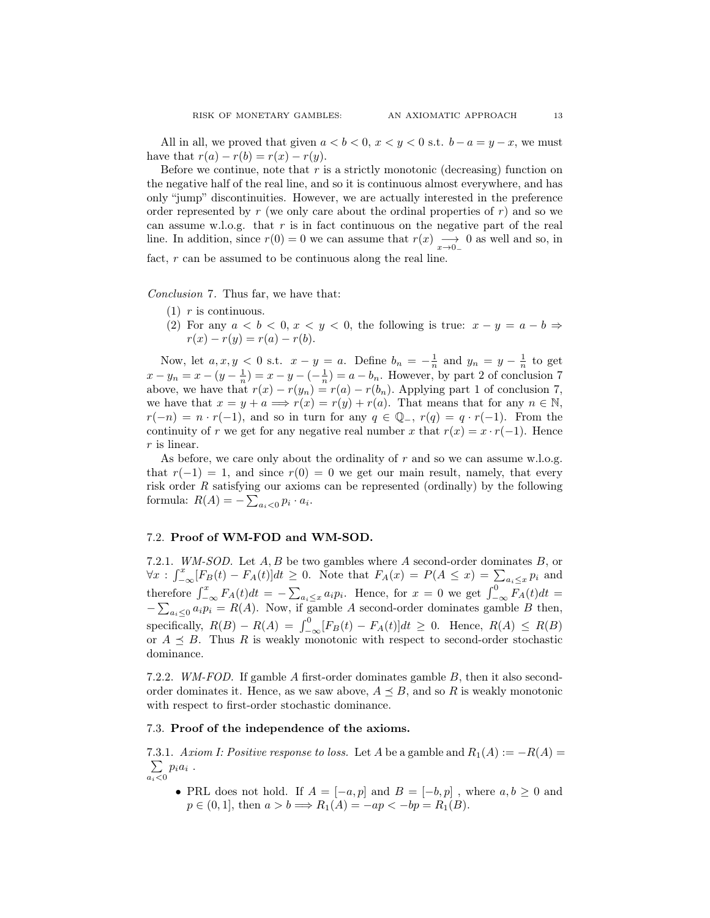All in all, we proved that given $a < b < 0$, $x < y < 0$ s.t. $b - a = y - x$, we must have that $r(a) - r(b) = r(x) - r(y)$.

Before we continue, note that $r$ is a strictly monotonic (decreasing) function on the negative half of the real line, and so it is continuous almost everywhere, and has only "jump" discontinuities. However, we are actually interested in the preference order represented by $r$ (we only care about the ordinal properties of $r$) and so we can assume w.l.o.g. that $r$ is in fact continuous on the negative part of the real line. In addition, since $r(0) = 0$ we can assume that $r(x) \underset{x \to 0_-}{\longrightarrow} 0$ as well and so, in fact, $r$ can be assumed to be continuous along the real line.

*Conclusion* 7. Thus far, we have that:

1. $r$ is continuous.
2. For any $a < b < 0$, $x < y < 0$, the following is true: $x - y = a - b \Rightarrow r(x) - r(y) = r(a) - r(b)$.

Now, let $a, x, y < 0$ s.t. $x - y = a$. Define $b_n = -\frac{1}{n}$ and $y_n = y - \frac{1}{n}$ to get $x - y_n = x - (y - \frac{1}{n}) = x - y - (-\frac{1}{n}) = a - b_n$. However, by part 2 of conclusion 7 above, we have that $r(x) - r(y_n) = r(a) - r(b_n)$. Applying part 1 of conclusion 7, we have that $x = y + a \Longrightarrow r(x) = r(y) + r(a)$. That means that for any $n \in \mathbb{N}$, $r(-n) = n \cdot r(-1)$, and so in turn for any $q \in \mathbb{Q}_-$, $r(q) = q \cdot r(-1)$. From the continuity of $r$ we get for any negative real number $x$ that $r(x) = x \cdot r(-1)$. Hence $r$ is linear.

As before, we care only about the ordinality of $r$ and so we can assume w.l.o.g. that $r(-1) = 1$, and since $r(0) = 0$ we get our main result, namely, that every risk order $R$ satisfying our axioms can be represented (ordinally) by the following formula: $R(A) = -\sum_{a_i<0} p_i \cdot a_i$.

### 7.2. Proof of WM-FOD and WM-SOD.

7.2.1. *WM-SOD.* Let $A, B$ be two gambles where $A$ second-order dominates $B$, or $\forall x : \int_{-\infty}^{x} [F_B(t) - F_A(t)]dt \geq 0$. Note that $F_A(x) = P(A \leq x) = \sum_{a_i \leq x} p_i$ and therefore $\int_{-\infty}^{x} F_A(t)dt = -\sum_{a_i \leq x} a_i p_i$. Hence, for $x = 0$ we get $\int_{-\infty}^{0} F_A(t)dt = -\sum_{a_i \leq 0} a_i p_i = R(A)$. Now, if gamble $A$ second-order dominates gamble $B$ then, specifically, $R(B) - R(A) = \int_{-\infty}^{0} [F_B(t) - F_A(t)]dt \geq 0$. Hence, $R(A) \leq R(B)$ or $A \preceq B$. Thus $R$ is weakly monotonic with respect to second-order stochastic dominance.

7.2.2. *WM-FOD.* If gamble $A$ first-order dominates gamble $B$, then it also second-order dominates it. Hence, as we saw above, $A \preceq B$, and so $R$ is weakly monotonic with respect to first-order stochastic dominance.

### 7.3. Proof of the independence of the axioms.

7.3.1. *Axiom I: Positive response to loss.* Let $A$ be a gamble and $R_1(A) := -R(A) = \sum\limits_{a_i<0} p_i a_i$ .

- PRL does not hold. If $A = [-a, p]$ and $B = [-b, p]$ , where $a, b \geq 0$ and $p \in (0, 1]$, then $a > b \Longrightarrow R_1(A) = -ap < -bp = R_1(B)$.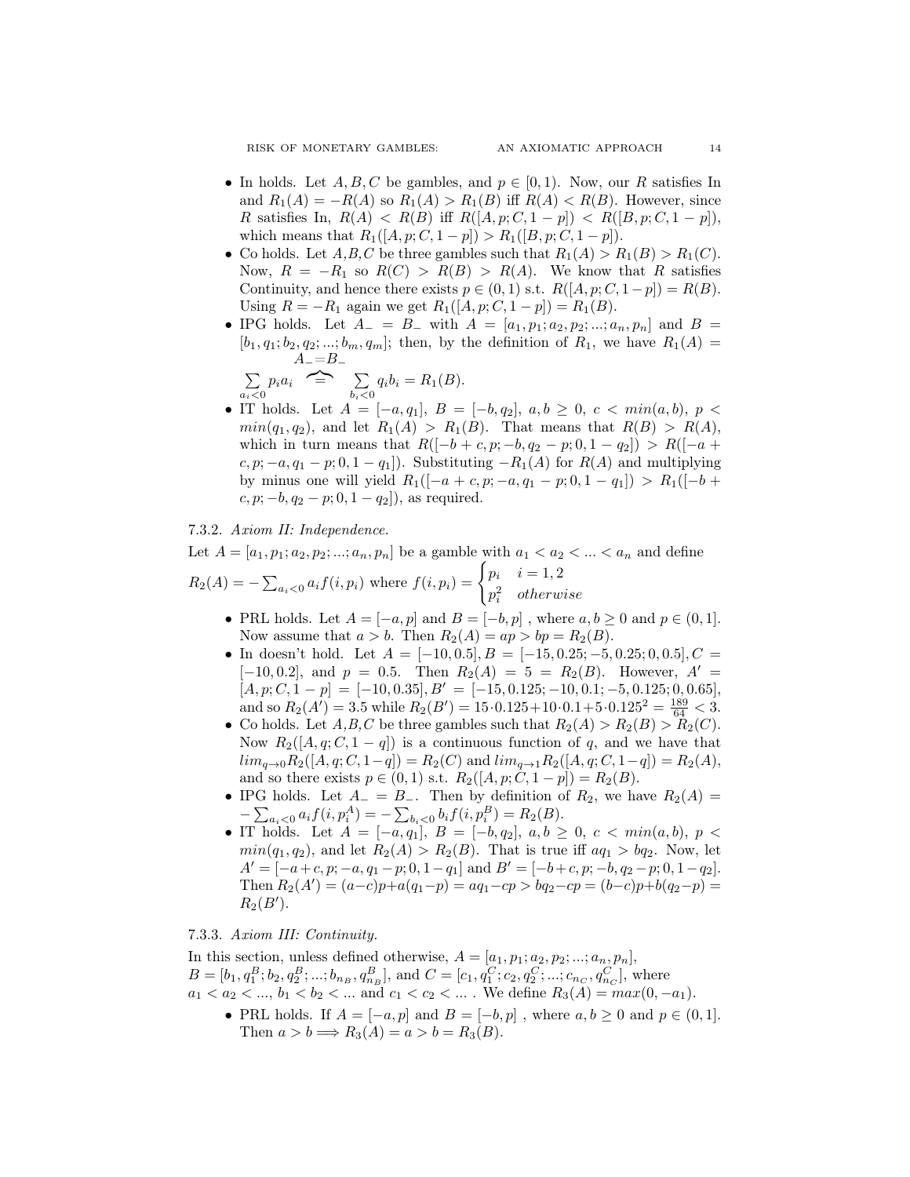- In holds. Let $A, B, C$ be gambles, and $p \in [0, 1)$. Now, our $R$ satisfies In and $R_1(A) = -R(A)$ so $R_1(A) > R_1(B)$ iff $R(A) < R(B)$. However, since $R$ satisfies In, $R(A) < R(B)$ iff $R([A, p; C, 1-p]) < R([B, p; C, 1-p])$, which means that $R_1([A, p; C, 1-p]) > R_1([B, p; C, 1-p])$.
- Co holds. Let $A$,$B$,$C$ be three gambles such that $R_1(A) > R_1(B) > R_1(C)$. Now, $R = -R_1$ so $R(C) > R(B) > R(A)$. We know that $R$ satisfies Continuity, and hence there exists $p \in (0, 1)$ s.t. $R([A, p; C, 1-p]) = R(B)$. Using $R = -R_1$ again we get $R_1([A, p; C, 1-p]) = R_1(B)$.
- IPG holds. Let $A_- = B_-$ with $A = [a_1, p_1; a_2, p_2; ...; a_n, p_n]$ and $B = [b_1, q_1; b_2, q_2; ...; b_m, q_m]$; then, by the definition of $R_1$, we have $R_1(A) = \sum_{a_i<0} p_i a_i \overset{A_-=B_-}{\overbrace{=}} \sum_{b_i<0} q_i b_i = R_1(B)$.
- IT holds. Let $A = [-a, q_1]$, $B = [-b, q_2]$, $a, b \geq 0$, $c < min(a, b)$, $p < min(q_1, q_2)$, and let $R_1(A) > R_1(B)$. That means that $R(B) > R(A)$, which in turn means that $R([-b+c, p; -b, q_2 - p; 0, 1-q_2]) > R([-a+c, p; -a, q_1 - p; 0, 1-q_1])$. Substituting $-R_1(A)$ for $R(A)$ and multiplying by minus one will yield $R_1([-a+c, p; -a, q_1 - p; 0, 1-q_1]) > R_1([-b+c, p; -b, q_2 - p; 0, 1-q_2])$, as required.

7.3.2. *Axiom II: Independence.*

Let $A = [a_1, p_1; a_2, p_2; ...; a_n, p_n]$ be a gamble with $a_1 < a_2 < ... < a_n$ and define $R_2(A) = -\sum_{a_i<0} a_i f(i, p_i)$ where $f(i, p_i) = \begin{cases} p_i & i = 1, 2 \\ p_i^2 & otherwise \end{cases}$

- PRL holds. Let $A = [-a, p]$ and $B = [-b, p]$ , where $a, b \geq 0$ and $p \in (0, 1]$. Now assume that $a > b$. Then $R_2(A) = ap > bp = R_2(B)$.
- In doesn't hold. Let $A = [-10, 0.5], B = [-15, 0.25; -5, 0.25; 0, 0.5], C = [-10, 0.2]$, and $p = 0.5$. Then $R_2(A) = 5 = R_2(B)$. However, $A' = [A, p; C, 1-p] = [-10, 0.35], B' = [-15, 0.125; -10, 0.1; -5, 0.125; 0, 0.65]$, and so $R_2(A') = 3.5$ while $R_2(B') = 15 \cdot 0.125 + 10 \cdot 0.1 + 5 \cdot 0.125^2 = \frac{189}{64} < 3$.
- Co holds. Let $A$,$B$,$C$ be three gambles such that $R_2(A) > R_2(B) > R_2(C)$. Now $R_2([A, q; C, 1-q])$ is a continuous function of $q$, and we have that $lim_{q \to 0} R_2([A, q; C, 1-q]) = R_2(C)$ and $lim_{q \to 1} R_2([A, q; C, 1-q]) = R_2(A)$, and so there exists $p \in (0, 1)$ s.t. $R_2([A, p; C, 1-p]) = R_2(B)$.
- IPG holds. Let $A_- = B_-$. Then by definition of $R_2$, we have $R_2(A) = -\sum_{a_i<0} a_i f(i, p_i^A) = -\sum_{b_i<0} b_i f(i, p_i^B) = R_2(B)$.
- IT holds. Let $A = [-a, q_1]$, $B = [-b, q_2]$, $a, b \geq 0$, $c < min(a, b)$, $p < min(q_1, q_2)$, and let $R_2(A) > R_2(B)$. That is true iff $aq_1 > bq_2$. Now, let $A' = [-a+c, p; -a, q_1 - p; 0, 1-q_1]$ and $B' = [-b+c, p; -b, q_2 - p; 0, 1-q_2]$. Then $R_2(A') = (a-c)p + a(q_1 - p) = aq_1 - cp > bq_2 - cp = (b-c)p + b(q_2 - p) = R_2(B')$.

7.3.3. *Axiom III: Continuity.*

In this section, unless defined otherwise, $A = [a_1, p_1; a_2, p_2; ...; a_n, p_n]$, $B = [b_1, q_1^B; b_2, q_2^B; ...; b_{n_B}, q_{n_B}^B]$, and $C = [c_1, q_1^C; c_2, q_2^C; ...; c_{n_C}, q_{n_C}^C]$, where $a_1 < a_2 < ...$, $b_1 < b_2 < ...$ and $c_1 < c_2 < ...$ . We define $R_3(A) = max(0, -a_1)$.

- PRL holds. If $A = [-a, p]$ and $B = [-b, p]$ , where $a, b \geq 0$ and $p \in (0, 1]$. Then $a > b \Longrightarrow R_3(A) = a > b = R_3(B)$.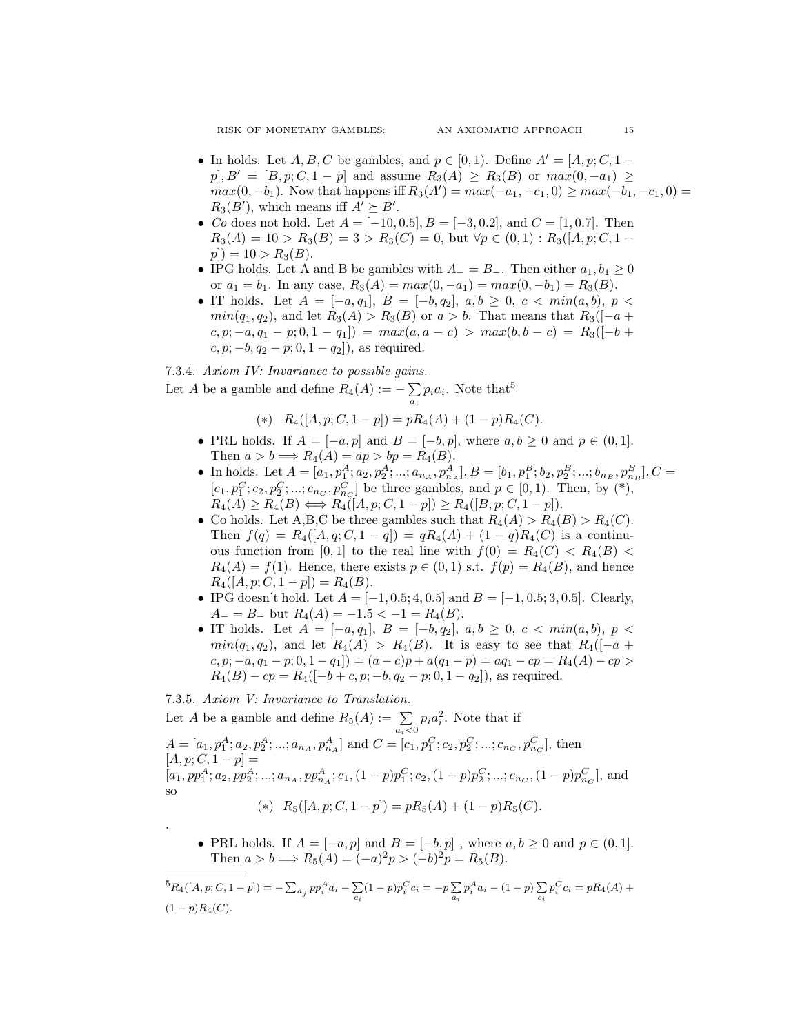- In holds. Let $A, B, C$ be gambles, and $p \in [0,1)$. Define $A' = [A, p; C, 1-p], B' = [B, p; C, 1-p]$ and assume $R_3(A) \geq R_3(B)$ or $max(0, -a_1) \geq max(0, -b_1)$. Now that happens iff $R_3(A') = max(-a_1, -c_1, 0) \geq max(-b_1, -c_1, 0) = R_3(B')$, which means iff $A' \succeq B'$.
- *Co* does not hold. Let $A = [-10, 0.5], B = [-3, 0.2]$, and $C = [1, 0.7]$. Then $R_3(A) = 10 > R_3(B) = 3 > R_3(C) = 0$, but $\forall p \in (0,1) : R_3([A, p; C, 1-p]) = 10 > R_3(B)$.
- IPG holds. Let A and B be gambles with $A_- = B_-$. Then either $a_1, b_1 \geq 0$ or $a_1 = b_1$. In any case, $R_3(A) = max(0, -a_1) = max(0, -b_1) = R_3(B)$.
- IT holds. Let $A = [-a, q_1]$, $B = [-b, q_2]$, $a, b \geq 0$, $c < min(a, b)$, $p < min(q_1, q_2)$, and let $R_3(A) > R_3(B)$ or $a > b$. That means that $R_3([-a + c, p; -a, q_1 - p; 0, 1 - q_1]) = max(a, a - c) > max(b, b - c) = R_3([-b + c, p; -b, q_2 - p; 0, 1 - q_2])$, as required.

7.3.4. *Axiom IV: Invariance to possible gains.*

Let $A$ be a gamble and define $R_4(A) := -\sum_{a_i} p_i a_i$. Note that[5]

$$(*) \quad R_4([A, p; C, 1-p]) = pR_4(A) + (1-p)R_4(C).$$

- PRL holds. If $A = [-a, p]$ and $B = [-b, p]$, where $a, b \geq 0$ and $p \in (0, 1]$. Then $a > b \Longrightarrow R_4(A) = ap > bp = R_4(B)$.
- In holds. Let $A = [a_1, p_1^A; a_2, p_2^A; ...; a_{n_A}, p_{n_A}^A], B = [b_1, p_1^B; b_2, p_2^B; ...; b_{n_B}, p_{n_B}^B], C = [c_1, p_1^C; c_2, p_2^C; ...; c_{n_C}, p_{n_C}^C]$ be three gambles, and $p \in [0, 1)$. Then, by (*), $R_4(A) \geq R_4(B) \Longleftrightarrow R_4([A, p; C, 1-p]) \geq R_4([B, p; C, 1-p])$.
- Co holds. Let A,B,C be three gambles such that $R_4(A) > R_4(B) > R_4(C)$. Then $f(q) = R_4([A, q; C, 1-q]) = qR_4(A) + (1-q)R_4(C)$ is a continuous function from $[0,1]$ to the real line with $f(0) = R_4(C) < R_4(B) < R_4(A) = f(1)$. Hence, there exists $p \in (0,1)$ s.t. $f(p) = R_4(B)$, and hence $R_4([A, p; C, 1-p]) = R_4(B)$.
- IPG doesn't hold. Let $A = [-1, 0.5; 4, 0.5]$ and $B = [-1, 0.5; 3, 0.5]$. Clearly, $A_- = B_-$ but $R_4(A) = -1.5 < -1 = R_4(B)$.
- IT holds. Let $A = [-a, q_1]$, $B = [-b, q_2]$, $a, b \geq 0$, $c < min(a, b)$, $p < min(q_1, q_2)$, and let $R_4(A) > R_4(B)$. It is easy to see that $R_4([-a + c, p; -a, q_1 - p; 0, 1 - q_1]) = (a - c)p + a(q_1 - p) = aq_1 - cp = R_4(A) - cp > R_4(B) - cp = R_4([-b + c, p; -b, q_2 - p; 0, 1 - q_2])$, as required.

7.3.5. *Axiom V: Invariance to Translation.*

Let $A$ be a gamble and define $R_5(A) := \sum_{a_i < 0} p_i a_i^2$. Note that if $A = [a_1, p_1^A; a_2, p_2^A; ...; a_{n_A}, p_{n_A}^A]$ and $C = [c_1, p_1^C; c_2, p_2^C; ...; c_{n_C}, p_{n_C}^C]$, then $[A, p; C, 1-p] =$
$[a_1, pp_1^A; a_2, pp_2^A; ...; a_{n_A}, pp_{n_A}^A; c_1, (1-p)p_1^C; c_2, (1-p)p_2^C; ...; c_{n_C}, (1-p)p_{n_C}^C]$, and so

$$(*) \quad R_5([A, p; C, 1-p]) = pR_5(A) + (1-p)R_5(C).$$

.

- PRL holds. If $A = [-a, p]$ and $B = [-b, p]$ , where $a, b \geq 0$ and $p \in (0, 1]$. Then $a > b \Longrightarrow R_5(A) = (-a)^2 p > (-b)^2 p = R_5(B)$.

[5] $R_4([A, p; C, 1-p]) = -\sum_{a_j} pp_i^A a_i - \sum_{c_i} (1-p)p_i^C c_i = -p \sum_{a_i} p_i^A a_i - (1-p) \sum_{c_i} p_i^C c_i = pR_4(A) + (1-p)R_4(C)$.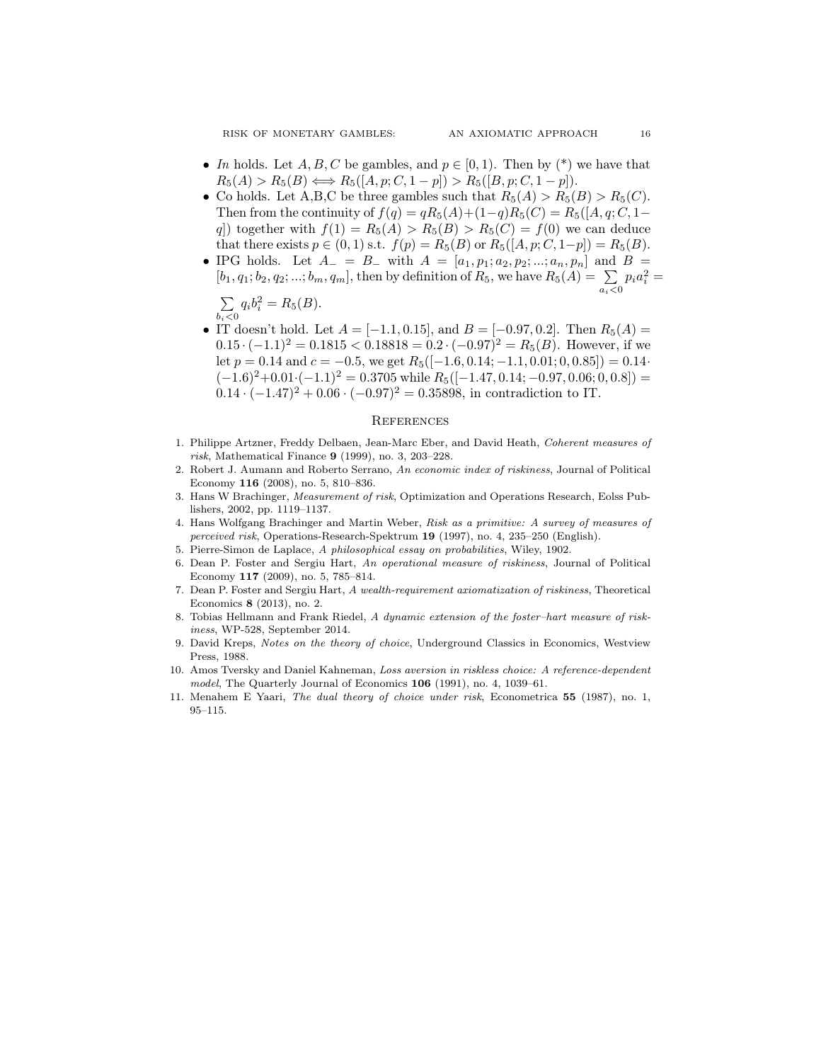- *In* holds. Let $A, B, C$ be gambles, and $p \in [0, 1)$. Then by (*) we have that $R_5(A) > R_5(B) \iff R_5([A, p; C, 1-p]) > R_5([B, p; C, 1-p])$.
- Co holds. Let A,B,C be three gambles such that $R_5(A) > R_5(B) > R_5(C)$. Then from the continuity of $f(q) = qR_5(A) + (1-q)R_5(C) = R_5([A, q; C, 1-q])$ together with $f(1) = R_5(A) > R_5(B) > R_5(C) = f(0)$ we can deduce that there exists $p \in (0, 1)$ s.t. $f(p) = R_5(B)$ or $R_5([A, p; C, 1-p]) = R_5(B)$.
- IPG holds. Let $A_- = B_-$ with $A = [a_1, p_1; a_2, p_2; ...; a_n, p_n]$ and $B = [b_1, q_1; b_2, q_2; ...; b_m, q_m]$, then by definition of $R_5$, we have $R_5(A) = \sum_{a_i<0} p_i a_i^2 = \sum_{b_i<0} q_i b_i^2 = R_5(B)$.
- IT doesn't hold. Let $A = [-1.1, 0.15]$, and $B = [-0.97, 0.2]$. Then $R_5(A) = 0.15 \cdot (-1.1)^2 = 0.1815 < 0.18818 = 0.2 \cdot (-0.97)^2 = R_5(B)$. However, if we let $p = 0.14$ and $c = -0.5$, we get $R_5([-1.6, 0.14; -1.1, 0.01; 0, 0.85]) = 0.14 \cdot (-1.6)^2 + 0.01 \cdot (-1.1)^2 = 0.3705$ while $R_5([-1.47, 0.14; -0.97, 0.06; 0, 0.8]) = 0.14 \cdot (-1.47)^2 + 0.06 \cdot (-0.97)^2 = 0.35898$, in contradiction to IT.

## References

1. Philippe Artzner, Freddy Delbaen, Jean-Marc Eber, and David Heath, *Coherent measures of risk*, Mathematical Finance **9** (1999), no. 3, 203–228.
2. Robert J. Aumann and Roberto Serrano, *An economic index of riskiness*, Journal of Political Economy **116** (2008), no. 5, 810–836.
3. Hans W Brachinger, *Measurement of risk*, Optimization and Operations Research, Eolss Publishers, 2002, pp. 1119–1137.
4. Hans Wolfgang Brachinger and Martin Weber, *Risk as a primitive: A survey of measures of perceived risk*, Operations-Research-Spektrum **19** (1997), no. 4, 235–250 (English).
5. Pierre-Simon de Laplace, *A philosophical essay on probabilities*, Wiley, 1902.
6. Dean P. Foster and Sergiu Hart, *An operational measure of riskiness*, Journal of Political Economy **117** (2009), no. 5, 785–814.
7. Dean P. Foster and Sergiu Hart, *A wealth-requirement axiomatization of riskiness*, Theoretical Economics **8** (2013), no. 2.
8. Tobias Hellmann and Frank Riedel, *A dynamic extension of the foster–hart measure of riskiness*, WP-528, September 2014.
9. David Kreps, *Notes on the theory of choice*, Underground Classics in Economics, Westview Press, 1988.
10. Amos Tversky and Daniel Kahneman, *Loss aversion in riskless choice: A reference-dependent model*, The Quarterly Journal of Economics **106** (1991), no. 4, 1039–61.
11. Menahem E Yaari, *The dual theory of choice under risk*, Econometrica **55** (1987), no. 1, 95–115.